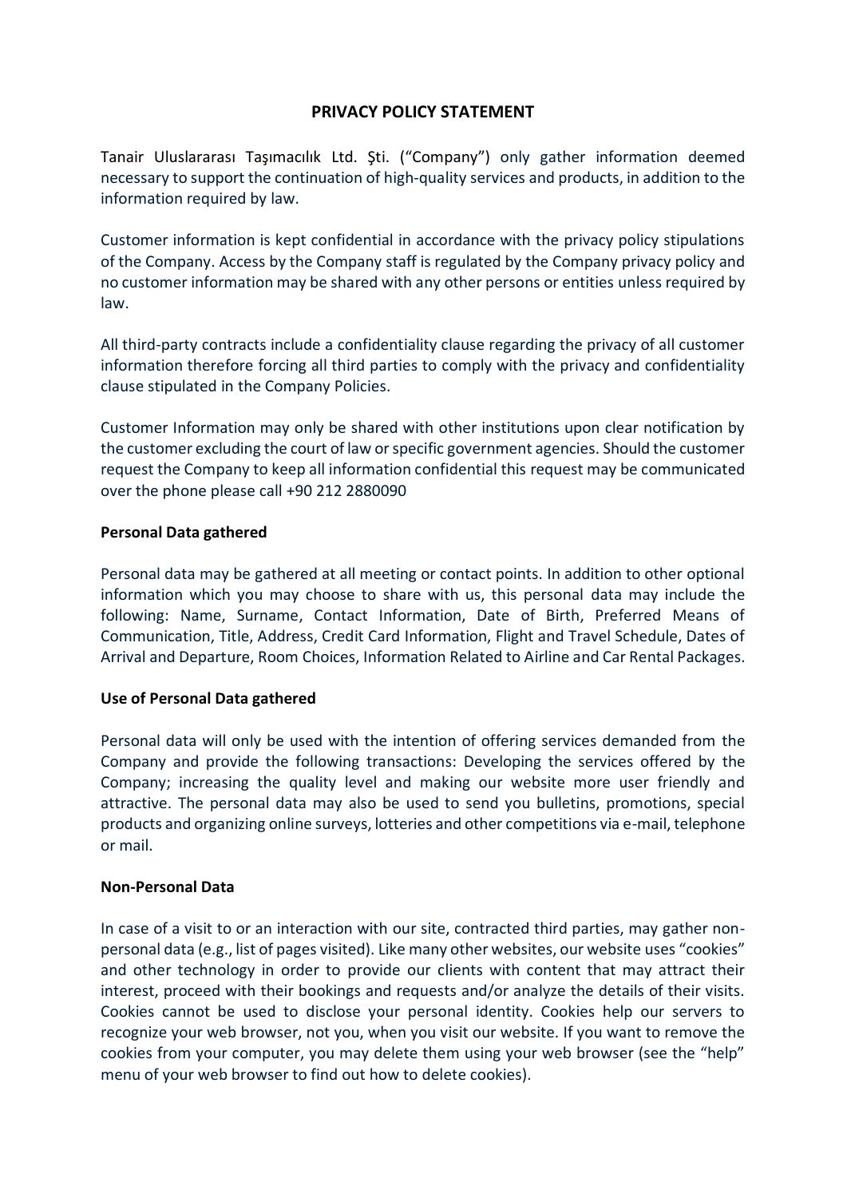# PRIVACY POLICY STATEMENT

Tanair Uluslararası Taşımacılık Ltd. Şti. ("Company") only gather information deemed necessary to support the continuation of high-quality services and products, in addition to the information required by law.

Customer information is kept confidential in accordance with the privacy policy stipulations of the Company. Access by the Company staff is regulated by the Company privacy policy and no customer information may be shared with any other persons or entities unless required by law.

All third-party contracts include a confidentiality clause regarding the privacy of all customer information therefore forcing all third parties to comply with the privacy and confidentiality clause stipulated in the Company Policies.

Customer Information may only be shared with other institutions upon clear notification by the customer excluding the court of law or specific government agencies. Should the customer request the Company to keep all information confidential this request may be communicated over the phone please call +90 212 2880090

**Personal Data gathered**

Personal data may be gathered at all meeting or contact points. In addition to other optional information which you may choose to share with us, this personal data may include the following: Name, Surname, Contact Information, Date of Birth, Preferred Means of Communication, Title, Address, Credit Card Information, Flight and Travel Schedule, Dates of Arrival and Departure, Room Choices, Information Related to Airline and Car Rental Packages.

**Use of Personal Data gathered**

Personal data will only be used with the intention of offering services demanded from the Company and provide the following transactions: Developing the services offered by the Company; increasing the quality level and making our website more user friendly and attractive. The personal data may also be used to send you bulletins, promotions, special products and organizing online surveys, lotteries and other competitions via e-mail, telephone or mail.

**Non-Personal Data**

In case of a visit to or an interaction with our site, contracted third parties, may gather non-personal data (e.g., list of pages visited). Like many other websites, our website uses "cookies" and other technology in order to provide our clients with content that may attract their interest, proceed with their bookings and requests and/or analyze the details of their visits. Cookies cannot be used to disclose your personal identity. Cookies help our servers to recognize your web browser, not you, when you visit our website. If you want to remove the cookies from your computer, you may delete them using your web browser (see the "help" menu of your web browser to find out how to delete cookies).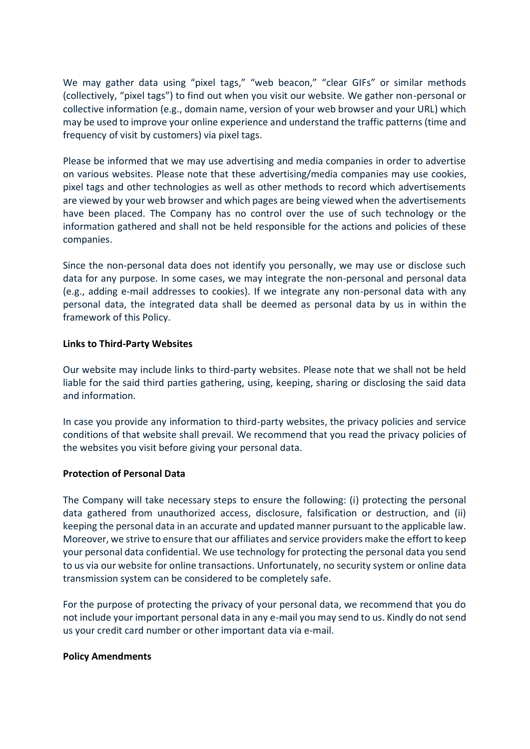We may gather data using "pixel tags," "web beacon," "clear GIFs" or similar methods (collectively, "pixel tags") to find out when you visit our website. We gather non-personal or collective information (e.g., domain name, version of your web browser and your URL) which may be used to improve your online experience and understand the traffic patterns (time and frequency of visit by customers) via pixel tags.

Please be informed that we may use advertising and media companies in order to advertise on various websites. Please note that these advertising/media companies may use cookies, pixel tags and other technologies as well as other methods to record which advertisements are viewed by your web browser and which pages are being viewed when the advertisements have been placed. The Company has no control over the use of such technology or the information gathered and shall not be held responsible for the actions and policies of these companies.

Since the non-personal data does not identify you personally, we may use or disclose such data for any purpose. In some cases, we may integrate the non-personal and personal data (e.g., adding e-mail addresses to cookies). If we integrate any non-personal data with any personal data, the integrated data shall be deemed as personal data by us in within the framework of this Policy.

**Links to Third-Party Websites**

Our website may include links to third-party websites. Please note that we shall not be held liable for the said third parties gathering, using, keeping, sharing or disclosing the said data and information.

In case you provide any information to third-party websites, the privacy policies and service conditions of that website shall prevail. We recommend that you read the privacy policies of the websites you visit before giving your personal data.

**Protection of Personal Data**

The Company will take necessary steps to ensure the following: (i) protecting the personal data gathered from unauthorized access, disclosure, falsification or destruction, and (ii) keeping the personal data in an accurate and updated manner pursuant to the applicable law. Moreover, we strive to ensure that our affiliates and service providers make the effort to keep your personal data confidential. We use technology for protecting the personal data you send to us via our website for online transactions. Unfortunately, no security system or online data transmission system can be considered to be completely safe.

For the purpose of protecting the privacy of your personal data, we recommend that you do not include your important personal data in any e-mail you may send to us. Kindly do not send us your credit card number or other important data via e-mail.

**Policy Amendments**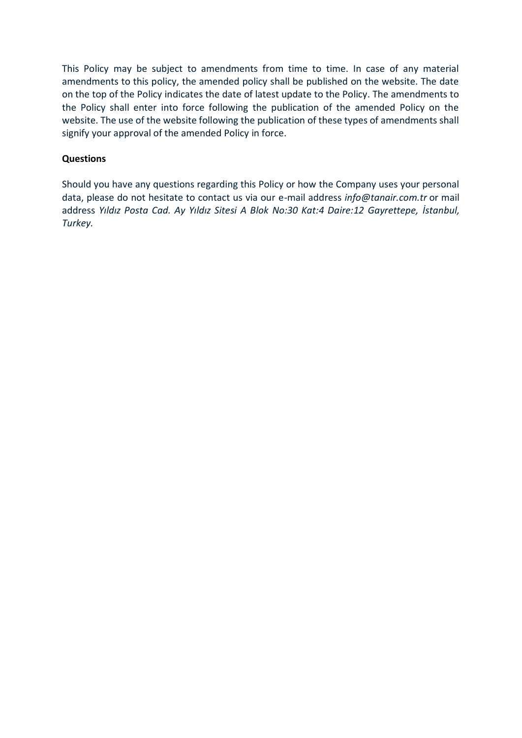This Policy may be subject to amendments from time to time. In case of any material amendments to this policy, the amended policy shall be published on the website. The date on the top of the Policy indicates the date of latest update to the Policy. The amendments to the Policy shall enter into force following the publication of the amended Policy on the website. The use of the website following the publication of these types of amendments shall signify your approval of the amended Policy in force.

**Questions**

Should you have any questions regarding this Policy or how the Company uses your personal data, please do not hesitate to contact us via our e-mail address *info@tanair.com.tr* or mail address *Yıldız Posta Cad. Ay Yıldız Sitesi A Blok No:30 Kat:4 Daire:12 Gayrettepe, İstanbul, Turkey.*